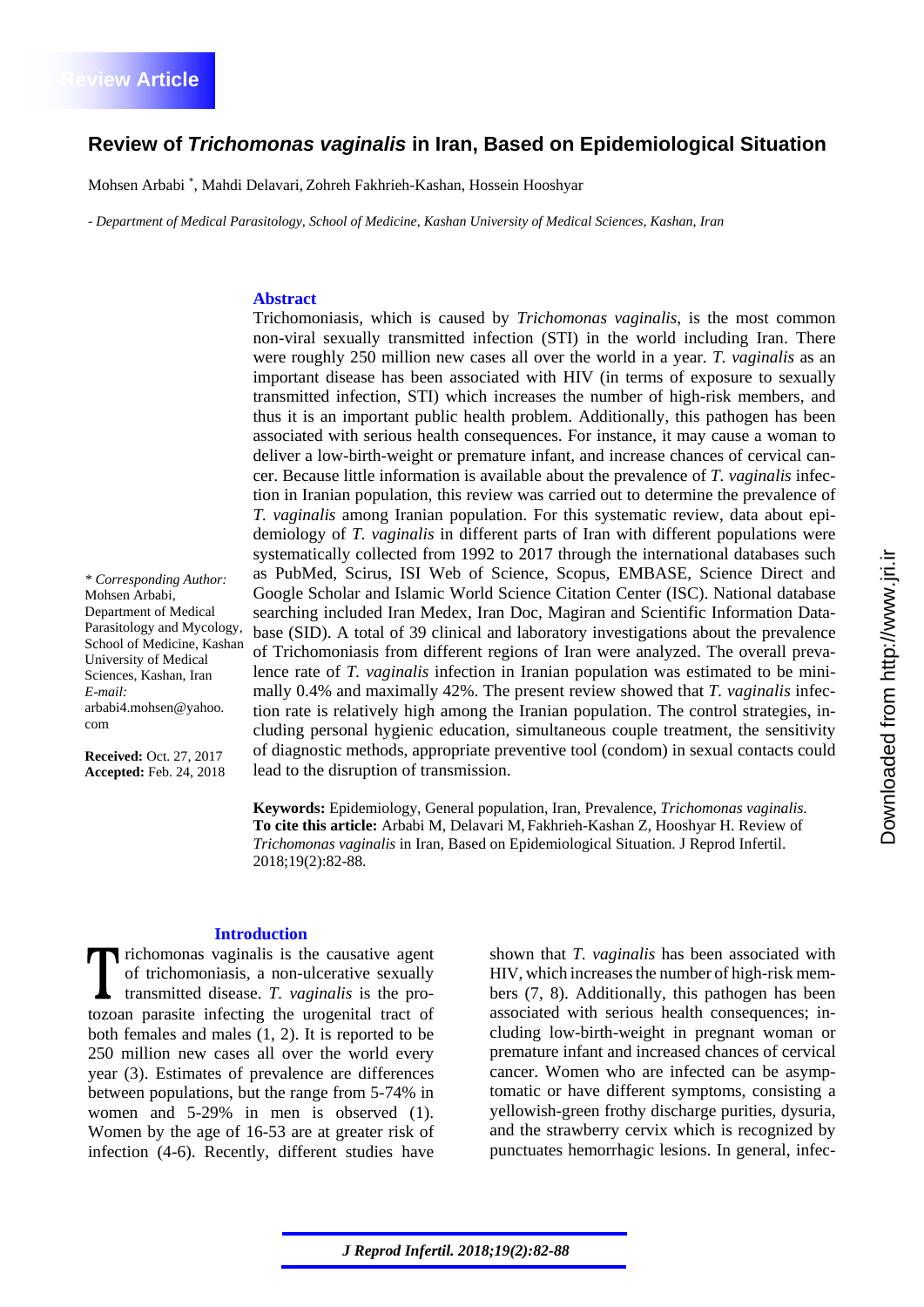Review Article

# Review of *Trichomonas vaginalis* in Iran, Based on Epidemiological Situation

Mohsen Arbabi [*], Mahdi Delavari, Zohreh Fakhrieh-Kashan, Hossein Hooshyar

*- Department of Medical Parasitology, School of Medicine, Kashan University of Medical Sciences, Kashan, Iran*

## Abstract

Trichomoniasis, which is caused by *Trichomonas vaginalis*, is the most common non-viral sexually transmitted infection (STI) in the world including Iran. There were roughly 250 million new cases all over the world in a year. *T. vaginalis* as an important disease has been associated with HIV (in terms of exposure to sexually transmitted infection, STI) which increases the number of high-risk members, and thus it is an important public health problem. Additionally, this pathogen has been associated with serious health consequences. For instance, it may cause a woman to deliver a low-birth-weight or premature infant, and increase chances of cervical cancer. Because little information is available about the prevalence of *T. vaginalis* infection in Iranian population, this review was carried out to determine the prevalence of *T. vaginalis* among Iranian population. For this systematic review, data about epidemiology of *T. vaginalis* in different parts of Iran with different populations were systematically collected from 1992 to 2017 through the international databases such as PubMed, Scirus, ISI Web of Science, Scopus, EMBASE, Science Direct and Google Scholar and Islamic World Science Citation Center (ISC). National database searching included Iran Medex, Iran Doc, Magiran and Scientific Information Database (SID). A total of 39 clinical and laboratory investigations about the prevalence of Trichomoniasis from different regions of Iran were analyzed. The overall prevalence rate of *T. vaginalis* infection in Iranian population was estimated to be minimally 0.4% and maximally 42%. The present review showed that *T. vaginalis* infection rate is relatively high among the Iranian population. The control strategies, including personal hygienic education, simultaneous couple treatment, the sensitivity of diagnostic methods, appropriate preventive tool (condom) in sexual contacts could lead to the disruption of transmission.

**Keywords:** Epidemiology, General population, Iran, Prevalence, *Trichomonas vaginalis*.

**To cite this article:** Arbabi M, Delavari M, Fakhrieh-Kashan Z, Hooshyar H. Review of *Trichomonas vaginalis* in Iran, Based on Epidemiological Situation. J Reprod Infertil. 2018;19(2):82-88.

*\* Corresponding Author:* Mohsen Arbabi, Department of Medical Parasitology and Mycology, School of Medicine, Kashan University of Medical Sciences, Kashan, Iran
*E-mail:* arbabi4.mohsen@yahoo.com

**Received:** Oct. 27, 2017
**Accepted:** Feb. 24, 2018

## Introduction

Trichomonas vaginalis is the causative agent of trichomoniasis, a non-ulcerative sexually transmitted disease. *T. vaginalis* is the protozoan parasite infecting the urogenital tract of both females and males (1, 2). It is reported to be 250 million new cases all over the world every year (3). Estimates of prevalence are differences between populations, but the range from 5-74% in women and 5-29% in men is observed (1). Women by the age of 16-53 are at greater risk of infection (4-6). Recently, different studies have shown that *T. vaginalis* has been associated with HIV, which increases the number of high-risk members (7, 8). Additionally, this pathogen has been associated with serious health consequences; including low-birth-weight in pregnant woman or premature infant and increased chances of cervical cancer. Women who are infected can be asymptomatic or have different symptoms, consisting a yellowish-green frothy discharge purities, dysuria, and the strawberry cervix which is recognized by punctuates hemorrhagic lesions. In general, infec-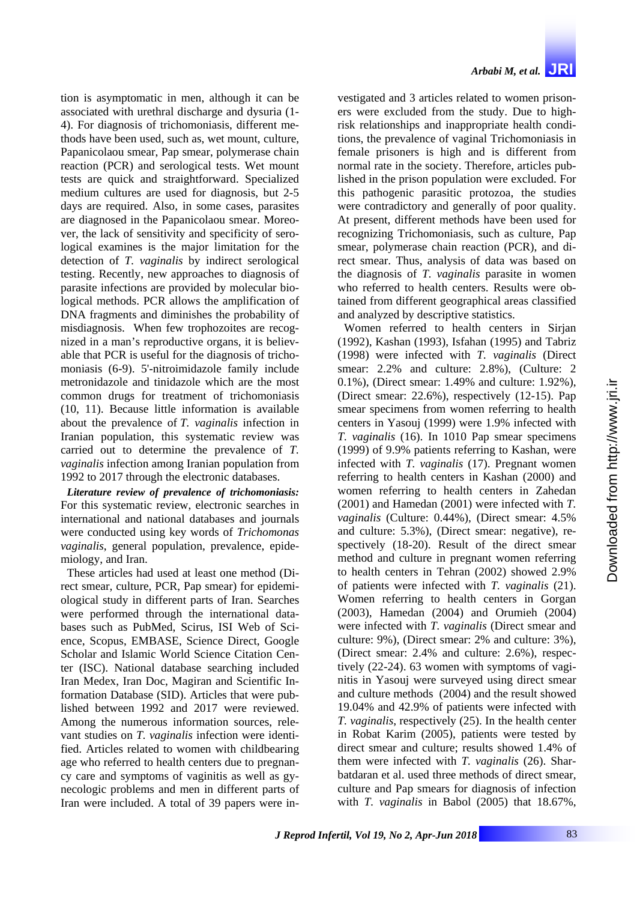tion is asymptomatic in men, although it can be associated with urethral discharge and dysuria (1-4). For diagnosis of trichomoniasis, different methods have been used, such as, wet mount, culture, Papanicolaou smear, Pap smear, polymerase chain reaction (PCR) and serological tests. Wet mount tests are quick and straightforward. Specialized medium cultures are used for diagnosis, but 2-5 days are required. Also, in some cases, parasites are diagnosed in the Papanicolaou smear. Moreover, the lack of sensitivity and specificity of serological examines is the major limitation for the detection of *T. vaginalis* by indirect serological testing. Recently, new approaches to diagnosis of parasite infections are provided by molecular biological methods. PCR allows the amplification of DNA fragments and diminishes the probability of misdiagnosis. When few trophozoites are recognized in a man's reproductive organs, it is believable that PCR is useful for the diagnosis of trichomoniasis (6-9). 5'-nitroimidazole family include metronidazole and tinidazole which are the most common drugs for treatment of trichomoniasis (10, 11). Because little information is available about the prevalence of *T. vaginalis* infection in Iranian population, this systematic review was carried out to determine the prevalence of *T. vaginalis* infection among Iranian population from 1992 to 2017 through the electronic databases.

***Literature review of prevalence of trichomoniasis:*** For this systematic review, electronic searches in international and national databases and journals were conducted using key words of *Trichomonas vaginalis*, general population, prevalence, epidemiology, and Iran.

These articles had used at least one method (Direct smear, culture, PCR, Pap smear) for epidemiological study in different parts of Iran. Searches were performed through the international databases such as PubMed, Scirus, ISI Web of Science, Scopus, EMBASE, Science Direct, Google Scholar and Islamic World Science Citation Center (ISC). National database searching included Iran Medex, Iran Doc, Magiran and Scientific Information Database (SID). Articles that were published between 1992 and 2017 were reviewed. Among the numerous information sources, relevant studies on *T. vaginalis* infection were identified. Articles related to women with childbearing age who referred to health centers due to pregnancy care and symptoms of vaginitis as well as gynecologic problems and men in different parts of Iran were included. A total of 39 papers were investigated and 3 articles related to women prisoners were excluded from the study. Due to high-risk relationships and inappropriate health conditions, the prevalence of vaginal Trichomoniasis in female prisoners is high and is different from normal rate in the society. Therefore, articles published in the prison population were excluded. For this pathogenic parasitic protozoa, the studies were contradictory and generally of poor quality. At present, different methods have been used for recognizing Trichomoniasis, such as culture, Pap smear, polymerase chain reaction (PCR), and direct smear. Thus, analysis of data was based on the diagnosis of *T. vaginalis* parasite in women who referred to health centers. Results were obtained from different geographical areas classified and analyzed by descriptive statistics.

Women referred to health centers in Sirjan (1992), Kashan (1993), Isfahan (1995) and Tabriz (1998) were infected with *T. vaginalis* (Direct smear: 2.2% and culture: 2.8%), (Culture: 2 0.1%), (Direct smear: 1.49% and culture: 1.92%), (Direct smear: 22.6%), respectively (12-15). Pap smear specimens from women referring to health centers in Yasouj (1999) were 1.9% infected with *T. vaginalis* (16). In 1010 Pap smear specimens (1999) of 9.9% patients referring to Kashan, were infected with *T. vaginalis* (17). Pregnant women referring to health centers in Kashan (2000) and women referring to health centers in Zahedan (2001) and Hamedan (2001) were infected with *T. vaginalis* (Culture: 0.44%), (Direct smear: 4.5% and culture: 5.3%), (Direct smear: negative), respectively (18-20). Result of the direct smear method and culture in pregnant women referring to health centers in Tehran (2002) showed 2.9% of patients were infected with *T. vaginalis* (21). Women referring to health centers in Gorgan (2003), Hamedan (2004) and Orumieh (2004) were infected with *T. vaginalis* (Direct smear and culture: 9%), (Direct smear: 2% and culture: 3%), (Direct smear: 2.4% and culture: 2.6%), respectively (22-24). 63 women with symptoms of vaginitis in Yasouj were surveyed using direct smear and culture methods (2004) and the result showed 19.04% and 42.9% of patients were infected with *T. vaginalis*, respectively (25). In the health center in Robat Karim (2005), patients were tested by direct smear and culture; results showed 1.4% of them were infected with *T. vaginalis* (26). Sharbatdaran et al. used three methods of direct smear, culture and Pap smears for diagnosis of infection with *T. vaginalis* in Babol (2005) that 18.67%,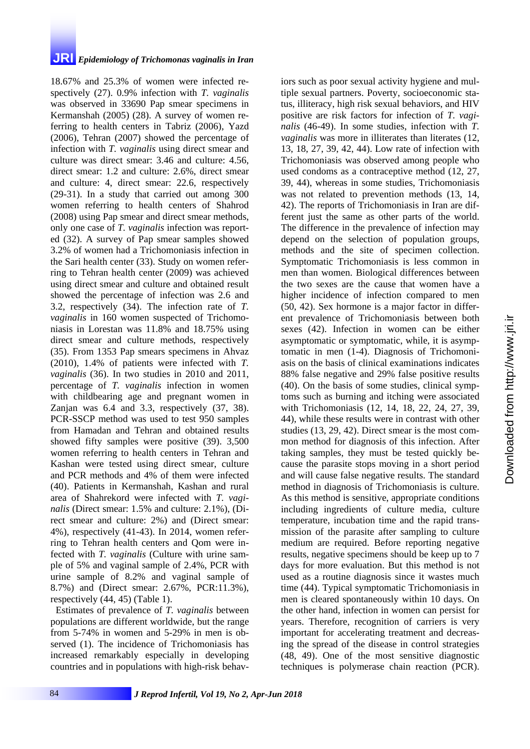18.67% and 25.3% of women were infected respectively (27). 0.9% infection with *T. vaginalis* was observed in 33690 Pap smear specimens in Kermanshah (2005) (28). A survey of women referring to health centers in Tabriz (2006), Yazd (2006), Tehran (2007) showed the percentage of infection with *T. vaginalis* using direct smear and culture was direct smear: 3.46 and culture: 4.56, direct smear: 1.2 and culture: 2.6%, direct smear and culture: 4, direct smear: 22.6, respectively (29-31). In a study that carried out among 300 women referring to health centers of Shahrod (2008) using Pap smear and direct smear methods, only one case of *T. vaginalis* infection was reported (32). A survey of Pap smear samples showed 3.2% of women had a Trichomoniasis infection in the Sari health center (33). Study on women referring to Tehran health center (2009) was achieved using direct smear and culture and obtained result showed the percentage of infection was 2.6 and 3.2, respectively (34). The infection rate of *T. vaginalis* in 160 women suspected of Trichomoniasis in Lorestan was 11.8% and 18.75% using direct smear and culture methods, respectively (35). From 1353 Pap smears specimens in Ahvaz (2010), 1.4% of patients were infected with *T. vaginalis* (36). In two studies in 2010 and 2011, percentage of *T. vaginalis* infection in women with childbearing age and pregnant women in Zanjan was 6.4 and 3.3, respectively (37, 38). PCR-SSCP method was used to test 950 samples from Hamadan and Tehran and obtained results showed fifty samples were positive (39). 3,500 women referring to health centers in Tehran and Kashan were tested using direct smear, culture and PCR methods and 4% of them were infected (40). Patients in Kermanshah, Kashan and rural area of Shahrekord were infected with *T. vaginalis* (Direct smear: 1.5% and culture: 2.1%), (Direct smear and culture: 2%) and (Direct smear: 4%), respectively (41-43). In 2014, women referring to Tehran health centers and Qom were infected with *T. vaginalis* (Culture with urine sample of 5% and vaginal sample of 2.4%, PCR with urine sample of 8.2% and vaginal sample of 8.7%) and (Direct smear: 2.67%, PCR:11.3%), respectively (44, 45) (Table 1).

Estimates of prevalence of *T. vaginalis* between populations are different worldwide, but the range from 5-74% in women and 5-29% in men is observed (1). The incidence of Trichomoniasis has increased remarkably especially in developing countries and in populations with high-risk behaviors such as poor sexual activity hygiene and multiple sexual partners. Poverty, socioeconomic status, illiteracy, high risk sexual behaviors, and HIV positive are risk factors for infection of *T. vaginalis* (46-49). In some studies, infection with *T. vaginalis* was more in illiterates than literates (12, 13, 18, 27, 39, 42, 44). Low rate of infection with Trichomoniasis was observed among people who used condoms as a contraceptive method (12, 27, 39, 44), whereas in some studies, Trichomoniasis was not related to prevention methods (13, 14, 42). The reports of Trichomoniasis in Iran are different just the same as other parts of the world. The difference in the prevalence of infection may depend on the selection of population groups, methods and the site of specimen collection. Symptomatic Trichomoniasis is less common in men than women. Biological differences between the two sexes are the cause that women have a higher incidence of infection compared to men (50, 42). Sex hormone is a major factor in different prevalence of Trichomoniasis between both sexes (42). Infection in women can be either asymptomatic or symptomatic, while, it is asymptomatic in men (1-4). Diagnosis of Trichomoniasis on the basis of clinical examinations indicates 88% false negative and 29% false positive results (40). On the basis of some studies, clinical symptoms such as burning and itching were associated with Trichomoniasis (12, 14, 18, 22, 24, 27, 39, 44), while these results were in contrast with other studies (13, 29, 42). Direct smear is the most common method for diagnosis of this infection. After taking samples, they must be tested quickly because the parasite stops moving in a short period and will cause false negative results. The standard method in diagnosis of Trichomoniasis is culture. As this method is sensitive, appropriate conditions including ingredients of culture media, culture temperature, incubation time and the rapid transmission of the parasite after sampling to culture medium are required. Before reporting negative results, negative specimens should be keep up to 7 days for more evaluation. But this method is not used as a routine diagnosis since it wastes much time (44). Typical symptomatic Trichomoniasis in men is cleared spontaneously within 10 days. On the other hand, infection in women can persist for years. Therefore, recognition of carriers is very important for accelerating treatment and decreasing the spread of the disease in control strategies (48, 49). One of the most sensitive diagnostic techniques is polymerase chain reaction (PCR).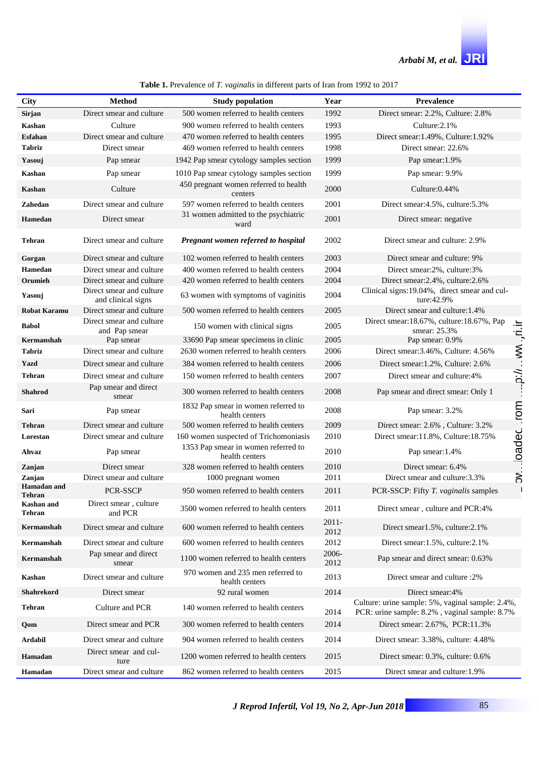**Table 1.** Prevalence of *T. vaginalis* in different parts of Iran from 1992 to 2017

| City | Method | Study population | Year | Prevalence |
|---|---|---|---|---|
| Sirjan | Direct smear and culture | 500 women referred to health centers | 1992 | Direct smear: 2.2%, Culture: 2.8% |
| Kashan | Culture | 900 women referred to health centers | 1993 | Culture:2.1% |
| Esfahan | Direct smear and culture | 470 women referred to health centers | 1995 | Direct smear:1.49%, Culture:1.92% |
| Tabriz | Direct smear | 469 women referred to health centers | 1998 | Direct smear: 22.6% |
| Yasouj | Pap smear | 1942 Pap smear cytology samples section | 1999 | Pap smear:1.9% |
| Kashan | Pap smear | 1010 Pap smear cytology samples section | 1999 | Pap smear: 9.9% |
| Kashan | Culture | 450 pregnant women referred to health centers | 2000 | Culture:0.44% |
| Zahedan | Direct smear and culture | 597 women referred to health centers | 2001 | Direct smear:4.5%, culture:5.3% |
| Hamedan | Direct smear | 31 women admitted to the psychiatric ward | 2001 | Direct smear: negative |
| Tehran | Direct smear and culture | *Pregnant women referred to hospital* | 2002 | Direct smear and culture: 2.9% |
| Gorgan | Direct smear and culture | 102 women referred to health centers | 2003 | Direct smear and culture: 9% |
| Hamedan | Direct smear and culture | 400 women referred to health centers | 2004 | Direct smear:2%, culture:3% |
| Orumieh | Direct smear and culture | 420 women referred to health centers | 2004 | Direct smear:2.4%, culture:2.6% |
| Yasouj | Direct smear and culture and clinical signs | 63 women with symptoms of vaginitis | 2004 | Clinical signs:19.04%, direct smear and culture:42.9% |
| Robat Karamu | Direct smear and culture | 500 women referred to health centers | 2005 | Direct smear and culture:1.4% |
| Babol | Direct smear and culture and Pap smear | 150 women with clinical signs | 2005 | Direct smear:18.67%, culture:18.67%, Pap smear: 25.3% |
| Kermanshah | Pap smear | 33690 Pap smear specimens in clinic | 2005 | Pap smear: 0.9% |
| Tabriz | Direct smear and culture | 2630 women referred to health centers | 2006 | Direct smear:3.46%, Culture: 4.56% |
| Yazd | Direct smear and culture | 384 women referred to health centers | 2006 | Direct smear:1.2%, Culture: 2.6% |
| Tehran | Direct smear and culture | 150 women referred to health centers | 2007 | Direct smear and culture:4% |
| Shahrod | Pap smear and direct smear | 300 women referred to health centers | 2008 | Pap smear and direct smear: Only 1 |
| Sari | Pap smear | 1832 Pap smear in women referred to health centers | 2008 | Pap smear: 3.2% |
| Tehran | Direct smear and culture | 500 women referred to health centers | 2009 | Direct smear: 2.6% , Culture: 3.2% |
| Lorestan | Direct smear and culture | 160 women suspected of Trichomoniasis | 2010 | Direct smear:11.8%, Culture:18.75% |
| Ahvaz | Pap smear | 1353 Pap smear in women referred to health centers | 2010 | Pap smear:1.4% |
| Zanjan | Direct smear | 328 women referred to health centers | 2010 | Direct smear: 6.4% |
| Zanjan | Direct smear and culture | 1000 pregnant women | 2011 | Direct smear and culture:3.3% |
| Hamadan and Tehran | PCR-SSCP | 950 women referred to health centers | 2011 | PCR-SSCP: Fifty *T. vaginalis* samples |
| Kashan and Tehran | Direct smear , culture and PCR | 3500 women referred to health centers | 2011 | Direct smear , culture and PCR:4% |
| Kermanshah | Direct smear and culture | 600 women referred to health centers | 2011-2012 | Direct smear1.5%, culture:2.1% |
| Kermanshah | Direct smear and culture | 600 women referred to health centers | 2012 | Direct smear:1.5%, culture:2.1% |
| Kermanshah | Pap smear and direct smear | 1100 women referred to health centers | 2006-2012 | Pap smear and direct smear: 0.63% |
| Kashan | Direct smear and culture | 970 women and 235 men referred to health centers | 2013 | Direct smear and culture :2% |
| Shahrekord | Direct smear | 92 rural women | 2014 | Direct smear:4% |
| Tehran | Culture and PCR | 140 women referred to health centers | 2014 | Culture: urine sample: 5%, vaginal sample: 2.4%, PCR: urine sample: 8.2% , vaginal sample: 8.7% |
| Qom | Direct smear and PCR | 300 women referred to health centers | 2014 | Direct smear: 2.67%, PCR:11.3% |
| Ardabil | Direct smear and culture | 904 women referred to health centers | 2014 | Direct smear: 3.38%, culture: 4.48% |
| Hamadan | Direct smear and culture | 1200 women referred to health centers | 2015 | Direct smear: 0.3%, culture: 0.6% |
| Hamadan | Direct smear and culture | 862 women referred to health centers | 2015 | Direct smear and culture:1.9% |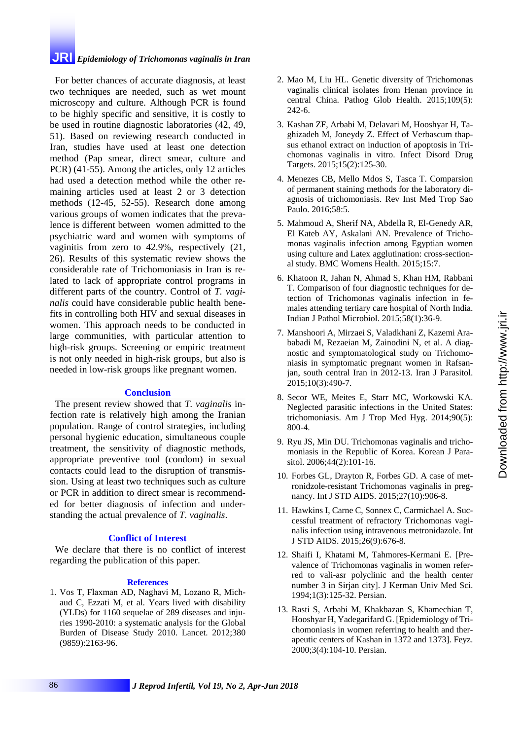For better chances of accurate diagnosis, at least two techniques are needed, such as wet mount microscopy and culture. Although PCR is found to be highly specific and sensitive, it is costly to be used in routine diagnostic laboratories (42, 49, 51). Based on reviewing research conducted in Iran, studies have used at least one detection method (Pap smear, direct smear, culture and PCR) (41-55). Among the articles, only 12 articles had used a detection method while the other remaining articles used at least 2 or 3 detection methods (12-45, 52-55). Research done among various groups of women indicates that the prevalence is different between women admitted to the psychiatric ward and women with symptoms of vaginitis from zero to 42.9%, respectively (21, 26). Results of this systematic review shows the considerable rate of Trichomoniasis in Iran is related to lack of appropriate control programs in different parts of the country. Control of *T. vaginalis* could have considerable public health benefits in controlling both HIV and sexual diseases in women. This approach needs to be conducted in large communities, with particular attention to high-risk groups. Screening or empiric treatment is not only needed in high-risk groups, but also is needed in low-risk groups like pregnant women.

## Conclusion

The present review showed that *T. vaginalis* infection rate is relatively high among the Iranian population. Range of control strategies, including personal hygienic education, simultaneous couple treatment, the sensitivity of diagnostic methods, appropriate preventive tool (condom) in sexual contacts could lead to the disruption of transmission. Using at least two techniques such as culture or PCR in addition to direct smear is recommended for better diagnosis of infection and understanding the actual prevalence of *T. vaginalis*.

## Conflict of Interest

We declare that there is no conflict of interest regarding the publication of this paper.

## References

1. Vos T, Flaxman AD, Naghavi M, Lozano R, Michaud C, Ezzati M, et al. Years lived with disability (YLDs) for 1160 sequelae of 289 diseases and injuries 1990-2010: a systematic analysis for the Global Burden of Disease Study 2010. Lancet. 2012;380 (9859):2163-96.
2. Mao M, Liu HL. Genetic diversity of Trichomonas vaginalis clinical isolates from Henan province in central China. Pathog Glob Health. 2015;109(5): 242-6.
3. Kashan ZF, Arbabi M, Delavari M, Hooshyar H, Taghizadeh M, Joneydy Z. Effect of Verbascum thapsus ethanol extract on induction of apoptosis in Trichomonas vaginalis in vitro. Infect Disord Drug Targets. 2015;15(2):125-30.
4. Menezes CB, Mello Mdos S, Tasca T. Comparsion of permanent staining methods for the laboratory diagnosis of trichomoniasis. Rev Inst Med Trop Sao Paulo. 2016;58:5.
5. Mahmoud A, Sherif NA, Abdella R, El-Genedy AR, El Kateb AY, Askalani AN. Prevalence of Trichomonas vaginalis infection among Egyptian women using culture and Latex agglutination: cross-sectional study. BMC Womens Health. 2015;15:7.
6. Khatoon R, Jahan N, Ahmad S, Khan HM, Rabbani T. Comparison of four diagnostic techniques for detection of Trichomonas vaginalis infection in females attending tertiary care hospital of North India. Indian J Pathol Microbiol. 2015;58(1):36-9.
7. Manshoori A, Mirzaei S, Valadkhani Z, Kazemi Arababadi M, Rezaeian M, Zainodini N, et al. A diagnostic and symptomatological study on Trichomoniasis in symptomatic pregnant women in Rafsanjan, south central Iran in 2012-13. Iran J Parasitol. 2015;10(3):490-7.
8. Secor WE, Meites E, Starr MC, Workowski KA. Neglected parasitic infections in the United States: trichomoniasis. Am J Trop Med Hyg. 2014;90(5): 800-4.
9. Ryu JS, Min DU. Trichomonas vaginalis and trichomoniasis in the Republic of Korea. Korean J Parasitol. 2006;44(2):101-16.
10. Forbes GL, Drayton R, Forbes GD. A case of metronidzole-resistant Trichomonas vaginalis in pregnancy. Int J STD AIDS. 2015;27(10):906-8.
11. Hawkins I, Carne C, Sonnex C, Carmichael A. Successful treatment of refractory Trichomonas vaginalis infection using intravenous metronidazole. Int J STD AIDS. 2015;26(9):676-8.
12. Shaifi I, Khatami M, Tahmores-Kermani E. [Prevalence of Trichomonas vaginalis in women referred to vali-asr polyclinic and the health center number 3 in Sirjan city]. J Kerman Univ Med Sci. 1994;1(3):125-32. Persian.
13. Rasti S, Arbabi M, Khakbazan S, Khamechian T, Hooshyar H, Yadegarifard G. [Epidemiology of Trichomoniasis in women referring to health and therapeutic centers of Kashan in 1372 and 1373]. Feyz. 2000;3(4):104-10. Persian.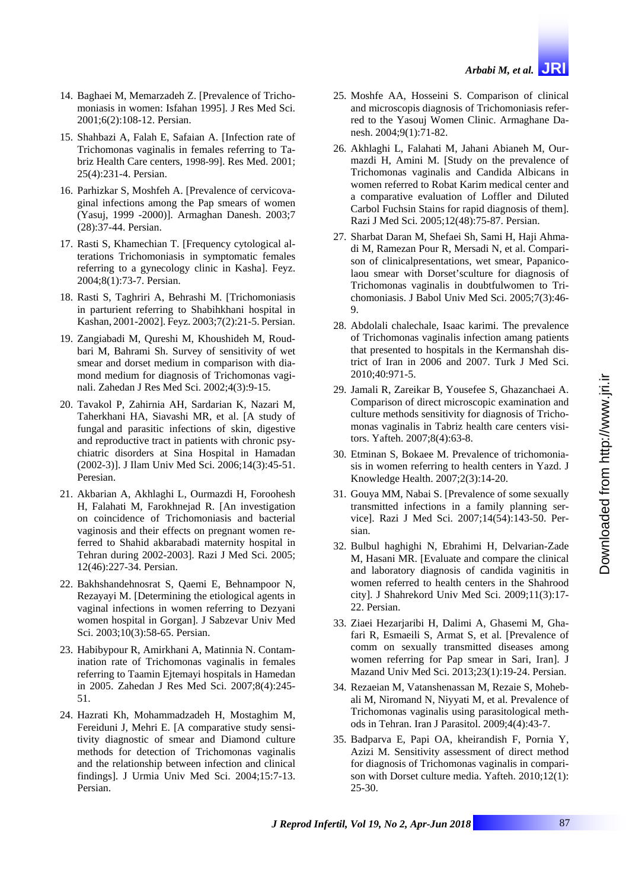14. Baghaei M, Memarzadeh Z. [Prevalence of Trichomoniasis in women: Isfahan 1995]. J Res Med Sci. 2001;6(2):108-12. Persian.
15. Shahbazi A, Falah E, Safaian A. [Infection rate of Trichomonas vaginalis in females referring to Tabriz Health Care centers, 1998-99]. Res Med. 2001; 25(4):231-4. Persian.
16. Parhizkar S, Moshfeh A. [Prevalence of cervicovaginal infections among the Pap smears of women (Yasuj, 1999 -2000)]. Armaghan Danesh. 2003;7 (28):37-44. Persian.
17. Rasti S, Khamechian T. [Frequency cytological alterations Trichomoniasis in symptomatic females referring to a gynecology clinic in Kasha]. Feyz. 2004;8(1):73-7. Persian.
18. Rasti S, Taghriri A, Behrashi M. [Trichomoniasis in parturient referring to Shabihkhani hospital in Kashan, 2001-2002]. Feyz. 2003;7(2):21-5. Persian.
19. Zangiabadi M, Qureshi M, Khoushideh M, Roudbari M, Bahrami Sh. Survey of sensitivity of wet smear and dorset medium in comparison with diamond medium for diagnosis of Trichomonas vaginali. Zahedan J Res Med Sci. 2002;4(3):9-15.
20. Tavakol P, Zahirnia AH, Sardarian K, Nazari M, Taherkhani HA, Siavashi MR, et al. [A study of fungal and parasitic infections of skin, digestive and reproductive tract in patients with chronic psychiatric disorders at Sina Hospital in Hamadan (2002-3)]. J Ilam Univ Med Sci. 2006;14(3):45-51. Peresian.
21. Akbarian A, Akhlaghi L, Ourmazdi H, Foroohesh H, Falahati M, Farokhnejad R. [An investigation on coincidence of Trichomoniasis and bacterial vaginosis and their effects on pregnant women referred to Shahid akbarabadi maternity hospital in Tehran during 2002-2003]. Razi J Med Sci. 2005; 12(46):227-34. Persian.
22. Bakhshandehnosrat S, Qaemi E, Behnampoor N, Rezayayi M. [Determining the etiological agents in vaginal infections in women referring to Dezyani women hospital in Gorgan]. J Sabzevar Univ Med Sci. 2003;10(3):58-65. Persian.
23. Habibypour R, Amirkhani A, Matinnia N. Contamination rate of Trichomonas vaginalis in females referring to Taamin Ejtemayi hospitals in Hamedan in 2005. Zahedan J Res Med Sci. 2007;8(4):245-51.
24. Hazrati Kh, Mohammadzadeh H, Mostaghim M, Fereiduni J, Mehri E. [A comparative study sensitivity diagnostic of smear and Diamond culture methods for detection of Trichomonas vaginalis and the relationship between infection and clinical findings]. J Urmia Univ Med Sci. 2004;15:7-13. Persian.
25. Moshfe AA, Hosseini S. Comparison of clinical and microscopis diagnosis of Trichomoniasis referred to the Yasouj Women Clinic. Armaghane Danesh. 2004;9(1):71-82.
26. Akhlaghi L, Falahati M, Jahani Abianeh M, Ourmazdi H, Amini M. [Study on the prevalence of Trichomonas vaginalis and Candida Albicans in women referred to Robat Karim medical center and a comparative evaluation of Loffler and Diluted Carbol Fuchsin Stains for rapid diagnosis of them]. Razi J Med Sci. 2005;12(48):75-87. Persian.
27. Sharbat Daran M, Shefaei Sh, Sami H, Haji Ahmadi M, Ramezan Pour R, Mersadi N, et al. Comparison of clinicalpresentations, wet smear, Papanicolaou smear with Dorset'sculture for diagnosis of Trichomonas vaginalis in doubtfulwomen to Trichomoniasis. J Babol Univ Med Sci. 2005;7(3):46-9.
28. Abdolali chalechale, Isaac karimi. The prevalence of Trichomonas vaginalis infection amang patients that presented to hospitals in the Kermanshah district of Iran in 2006 and 2007. Turk J Med Sci. 2010;40:971-5.
29. Jamali R, Zareikar B, Yousefee S, Ghazanchaei A. Comparison of direct microscopic examination and culture methods sensitivity for diagnosis of Trichomonas vaginalis in Tabriz health care centers visitors. Yafteh. 2007;8(4):63-8.
30. Etminan S, Bokaee M. Prevalence of trichomoniasis in women referring to health centers in Yazd. J Knowledge Health. 2007;2(3):14-20.
31. Gouya MM, Nabai S. [Prevalence of some sexually transmitted infections in a family planning service]. Razi J Med Sci. 2007;14(54):143-50. Persian.
32. Bulbul haghighi N, Ebrahimi H, Delvarian-Zade M, Hasani MR. [Evaluate and compare the clinical and laboratory diagnosis of candida vaginitis in women referred to health centers in the Shahrood city]. J Shahrekord Univ Med Sci. 2009;11(3):17-22. Persian.
33. Ziaei Hezarjaribi H, Dalimi A, Ghasemi M, Ghafari R, Esmaeili S, Armat S, et al. [Prevalence of comm on sexually transmitted diseases among women referring for Pap smear in Sari, Iran]. J Mazand Univ Med Sci. 2013;23(1):19-24. Persian.
34. Rezaeian M, Vatanshenassan M, Rezaie S, Mohebali M, Niromand N, Niyyati M, et al. Prevalence of Trichomonas vaginalis using parasitological methods in Tehran. Iran J Parasitol. 2009;4(4):43-7.
35. Badparva E, Papi OA, kheirandish F, Pornia Y, Azizi M. Sensitivity assessment of direct method for diagnosis of Trichomonas vaginalis in comparison with Dorset culture media. Yafteh. 2010;12(1): 25-30.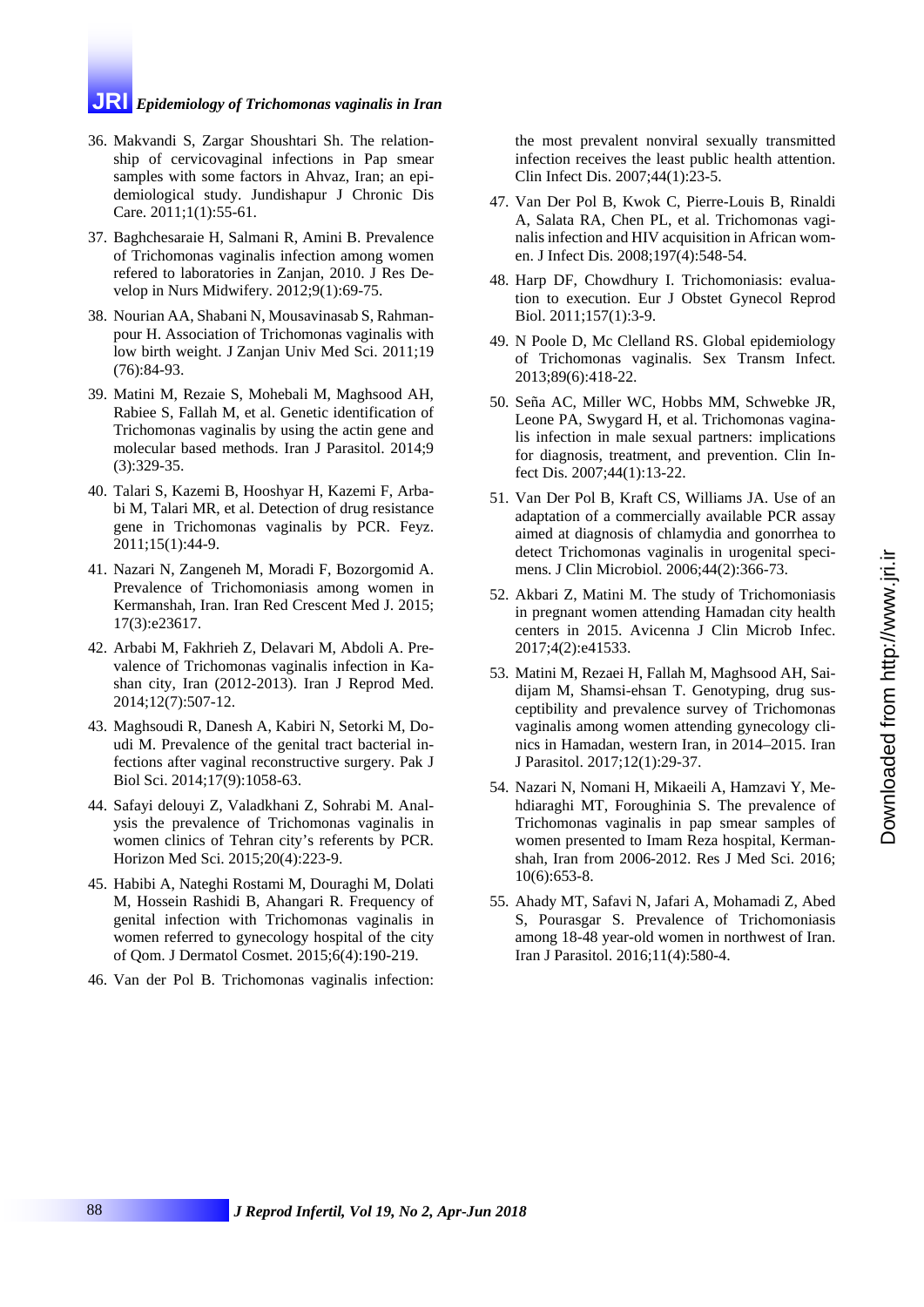36. Makvandi S, Zargar Shoushtari Sh. The relationship of cervicovaginal infections in Pap smear samples with some factors in Ahvaz, Iran; an epidemiological study. Jundishapur J Chronic Dis Care. 2011;1(1):55-61.
37. Baghchesaraie H, Salmani R, Amini B. Prevalence of Trichomonas vaginalis infection among women refered to laboratories in Zanjan, 2010. J Res Develop in Nurs Midwifery. 2012;9(1):69-75.
38. Nourian AA, Shabani N, Mousavinasab S, Rahmanpour H. Association of Trichomonas vaginalis with low birth weight. J Zanjan Univ Med Sci. 2011;19 (76):84-93.
39. Matini M, Rezaie S, Mohebali M, Maghsood AH, Rabiee S, Fallah M, et al. Genetic identification of Trichomonas vaginalis by using the actin gene and molecular based methods. Iran J Parasitol. 2014;9 (3):329-35.
40. Talari S, Kazemi B, Hooshyar H, Kazemi F, Arbabi M, Talari MR, et al. Detection of drug resistance gene in Trichomonas vaginalis by PCR. Feyz. 2011;15(1):44-9.
41. Nazari N, Zangeneh M, Moradi F, Bozorgomid A. Prevalence of Trichomoniasis among women in Kermanshah, Iran. Iran Red Crescent Med J. 2015; 17(3):e23617.
42. Arbabi M, Fakhrieh Z, Delavari M, Abdoli A. Prevalence of Trichomonas vaginalis infection in Kashan city, Iran (2012-2013). Iran J Reprod Med. 2014;12(7):507-12.
43. Maghsoudi R, Danesh A, Kabiri N, Setorki M, Doudi M. Prevalence of the genital tract bacterial infections after vaginal reconstructive surgery. Pak J Biol Sci. 2014;17(9):1058-63.
44. Safayi delouyi Z, Valadkhani Z, Sohrabi M. Analysis the prevalence of Trichomonas vaginalis in women clinics of Tehran city's referents by PCR. Horizon Med Sci. 2015;20(4):223-9.
45. Habibi A, Nateghi Rostami M, Douraghi M, Dolati M, Hossein Rashidi B, Ahangari R. Frequency of genital infection with Trichomonas vaginalis in women referred to gynecology hospital of the city of Qom. J Dermatol Cosmet. 2015;6(4):190-219.
46. Van der Pol B. Trichomonas vaginalis infection: the most prevalent nonviral sexually transmitted infection receives the least public health attention. Clin Infect Dis. 2007;44(1):23-5.
47. Van Der Pol B, Kwok C, Pierre-Louis B, Rinaldi A, Salata RA, Chen PL, et al. Trichomonas vaginalis infection and HIV acquisition in African women. J Infect Dis. 2008;197(4):548-54.
48. Harp DF, Chowdhury I. Trichomoniasis: evaluation to execution. Eur J Obstet Gynecol Reprod Biol. 2011;157(1):3-9.
49. N Poole D, Mc Clelland RS. Global epidemiology of Trichomonas vaginalis. Sex Transm Infect. 2013;89(6):418-22.
50. Seña AC, Miller WC, Hobbs MM, Schwebke JR, Leone PA, Swygard H, et al. Trichomonas vaginalis infection in male sexual partners: implications for diagnosis, treatment, and prevention. Clin Infect Dis. 2007;44(1):13-22.
51. Van Der Pol B, Kraft CS, Williams JA. Use of an adaptation of a commercially available PCR assay aimed at diagnosis of chlamydia and gonorrhea to detect Trichomonas vaginalis in urogenital specimens. J Clin Microbiol. 2006;44(2):366-73.
52. Akbari Z, Matini M. The study of Trichomoniasis in pregnant women attending Hamadan city health centers in 2015. Avicenna J Clin Microb Infec. 2017;4(2):e41533.
53. Matini M, Rezaei H, Fallah M, Maghsood AH, Saidijam M, Shamsi-ehsan T. Genotyping, drug susceptibility and prevalence survey of Trichomonas vaginalis among women attending gynecology clinics in Hamadan, western Iran, in 2014–2015. Iran J Parasitol. 2017;12(1):29-37.
54. Nazari N, Nomani H, Mikaeili A, Hamzavi Y, Mehdiaraghi MT, Foroughinia S. The prevalence of Trichomonas vaginalis in pap smear samples of women presented to Imam Reza hospital, Kermanshah, Iran from 2006-2012. Res J Med Sci. 2016; 10(6):653-8.
55. Ahady MT, Safavi N, Jafari A, Mohamadi Z, Abed S, Pourasgar S. Prevalence of Trichomoniasis among 18-48 year-old women in northwest of Iran. Iran J Parasitol. 2016;11(4):580-4.